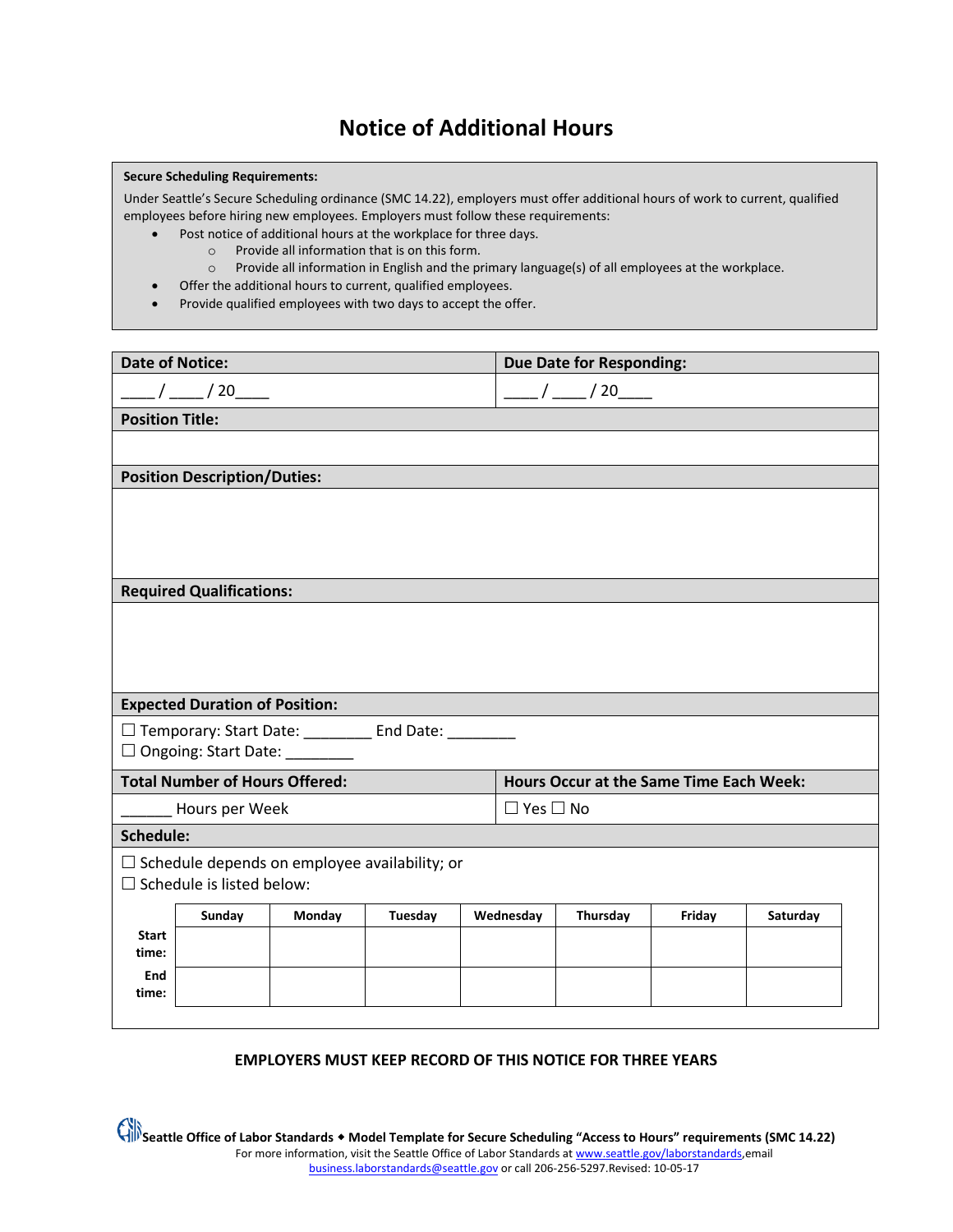# Notice of Additional Hours

**Secure Scheduling Requirements:**

Under Seattle's Secure Scheduling ordinance (SMC 14.22), employers must offer additional hours of work to current, qualified employees before hiring new employees. Employers must follow these requirements:

- Post notice of additional hours at the workplace for three days.
  - Provide all information that is on this form.
  - Provide all information in English and the primary language(s) of all employees at the workplace.
- Offer the additional hours to current, qualified employees.
- Provide qualified employees with two days to accept the offer.

| **Date of Notice:** | **Due Date for Responding:** |
|---|---|
| ____ / ____ / 20____ | ____ / ____ / 20____ |

**Position Title:**

**Position Description/Duties:**

**Required Qualifications:**

**Expected Duration of Position:**

☐ Temporary: Start Date: ________ End Date: ________
☐ Ongoing: Start Date: ________

| **Total Number of Hours Offered:** | **Hours Occur at the Same Time Each Week:** |
|---|---|
| ______ Hours per Week | ☐ Yes ☐ No |

**Schedule:**

☐ Schedule depends on employee availability; or
☐ Schedule is listed below:

| | Sunday | Monday | Tuesday | Wednesday | Thursday | Friday | Saturday |
|---|---|---|---|---|---|---|---|
| **Start time:** | | | | | | | |
| **End time:** | | | | | | | |

**EMPLOYERS MUST KEEP RECORD OF THIS NOTICE FOR THREE YEARS**

**Seattle Office of Labor Standards ◆ Model Template for Secure Scheduling "Access to Hours" requirements (SMC 14.22)**
For more information, visit the Seattle Office of Labor Standards at www.seattle.gov/laborstandards,email business.laborstandards@seattle.gov or call 206-256-5297.Revised: 10-05-17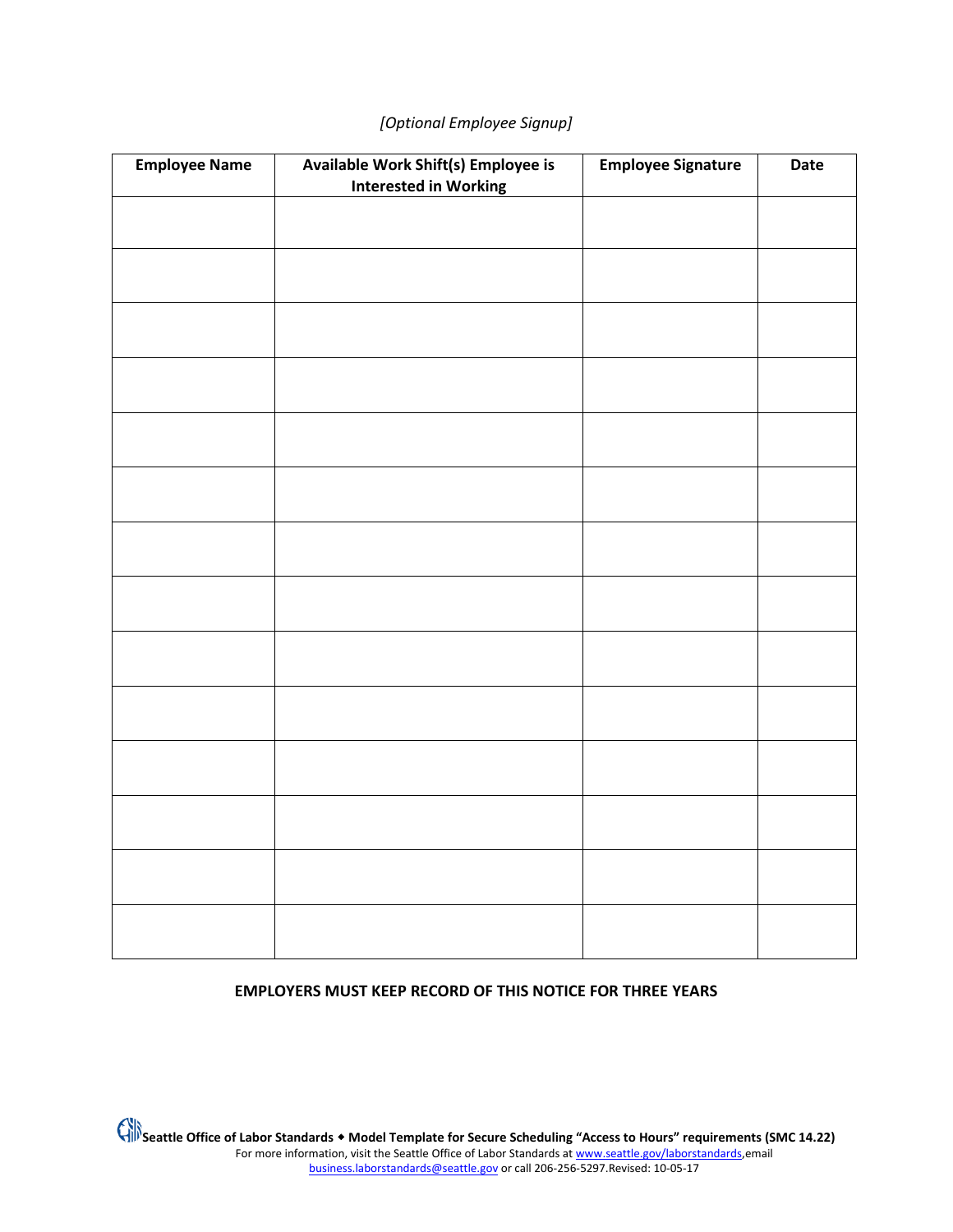*[Optional Employee Signup]*

| Employee Name | Available Work Shift(s) Employee is Interested in Working | Employee Signature | Date |
|---|---|---|---|
| | | | |
| | | | |
| | | | |
| | | | |
| | | | |
| | | | |
| | | | |
| | | | |
| | | | |
| | | | |
| | | | |
| | | | |
| | | | |
| | | | |

**EMPLOYERS MUST KEEP RECORD OF THIS NOTICE FOR THREE YEARS**

**Seattle Office of Labor Standards ◆ Model Template for Secure Scheduling "Access to Hours" requirements (SMC 14.22)**
For more information, visit the Seattle Office of Labor Standards at www.seattle.gov/laborstandards,email business.laborstandards@seattle.gov or call 206-256-5297.Revised: 10-05-17